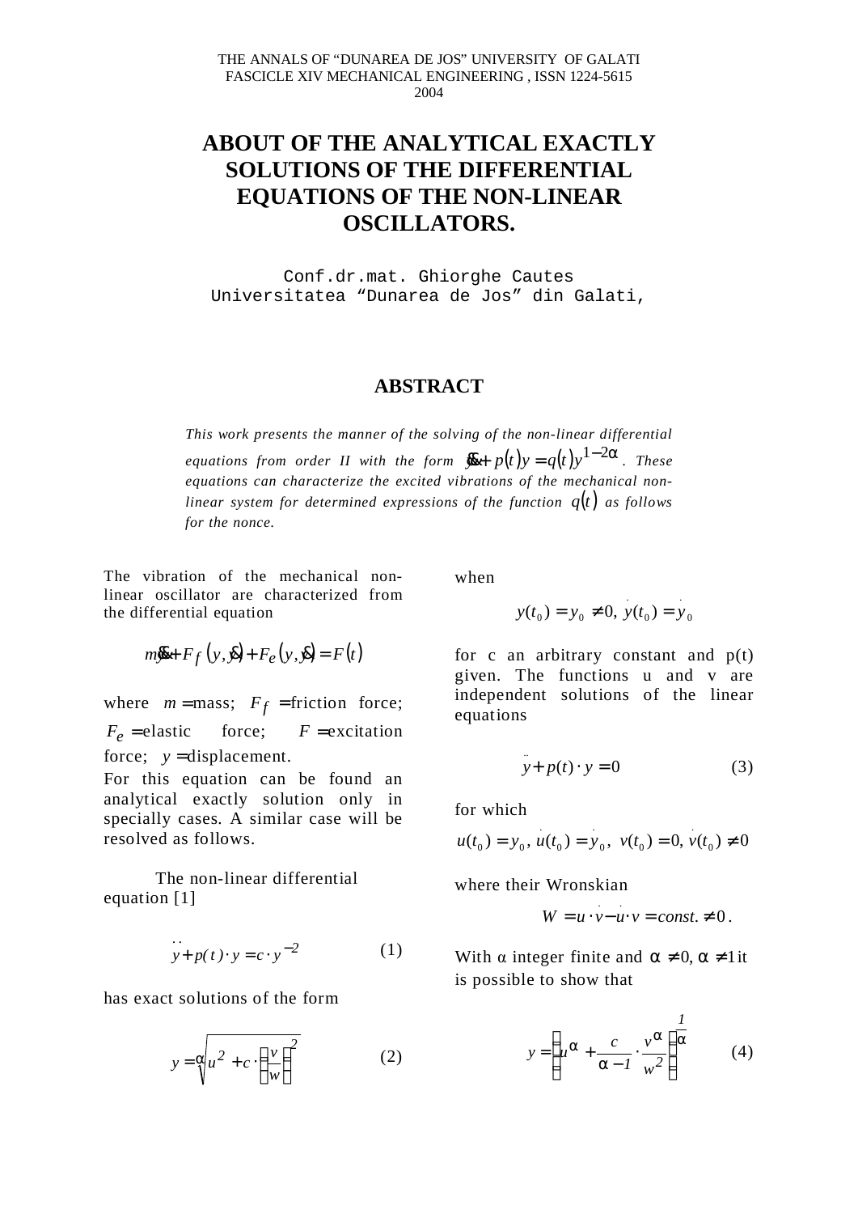THE ANNALS OF "DUNAREA DE JOS" UNIVERSITY OF GALATI
FASCICLE XIV MECHANICAL ENGINEERING , ISSN 1224-5615
2004

# ABOUT OF THE ANALYTICAL EXACTLY SOLUTIONS OF THE DIFFERENTIAL EQUATIONS OF THE NON-LINEAR OSCILLATORS.

Conf.dr.mat. Ghiorghe Cautes
Universitatea "Dunarea de Jos" din Galati,

## ABSTRACT

*This work presents the manner of the solving of the non-linear differential equations from order II with the form* $\ddot{y} + p(t)y = q(t)y^{1-2\alpha}$. *These equations can characterize the excited vibrations of the mechanical non-linear system for determined expressions of the function* $q(t)$ *as follows for the nonce.*

The vibration of the mechanical non-linear oscillator are characterized from the differential equation

$$m\ddot{y} + F_f(y, \dot{y}) + F_e(y, \dot{y}) = F(t)$$

where $m =$ mass; $F_f =$ friction force; $F_e =$ elastic force; $F =$ excitation force; $y =$ displacement.
For this equation can be found an analytical exactly solution only in specially cases. A similar case will be resolved as follows.

The non-linear differential equation [1]

$$\ddot{y} + p(t) \cdot y = c \cdot y^{-2} \tag{1}$$

has exact solutions of the form

$$y = \sqrt[\alpha]{u^2 + c \cdot \left(\frac{v}{w}\right)^2} \tag{2}$$

when

$$y(t_0) = y_0 \neq 0,\ \dot{y}(t_0) = \dot{y}_0$$

for c an arbitrary constant and p(t) given. The functions u and v are independent solutions of the linear equations

$$\ddot{y} + p(t) \cdot y = 0 \tag{3}$$

for which

$$u(t_0) = y_0,\ \dot{u}(t_0) = \dot{y}_0,\ v(t_0) = 0,\ \dot{v}(t_0) \neq 0$$

where their Wronskian

$$W = u \cdot \dot{v} - \dot{u} \cdot v = const. \neq 0.$$

With α integer finite and $\alpha \neq 0, \alpha \neq 1$ it is possible to show that

$$y = \left(u^\alpha + \frac{c}{\alpha - 1} \cdot \frac{v^\alpha}{w^2}\right)^{\frac{1}{\alpha}} \tag{4}$$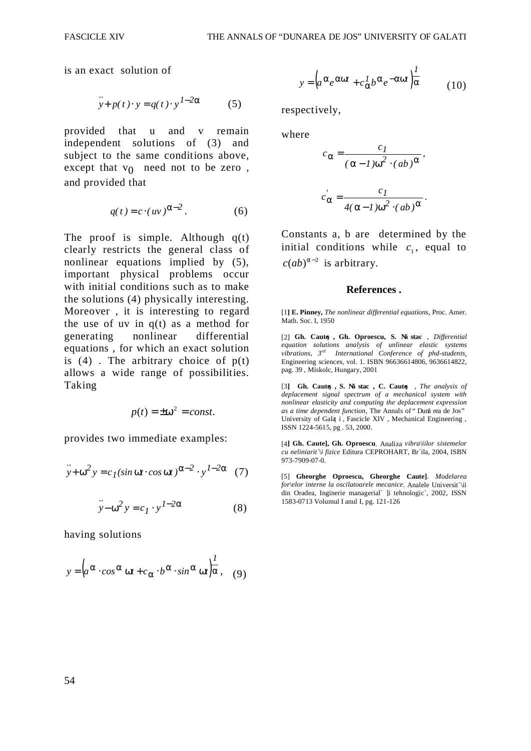is an exact solution of

$$\ddot{y} + p(t) \cdot y = q(t) \cdot y^{1-2\alpha} \qquad (5)$$

provided that u and v remain independent solutions of (3) and subject to the same conditions above, except that $v_0$ need not to be zero, and provided that

$$q(t) = c \cdot (uv)^{\alpha - 2}. \qquad (6)$$

The proof is simple. Although q(t) clearly restricts the general class of nonlinear equations implied by (5), important physical problems occur with initial conditions such as to make the solutions (4) physically interesting. Moreover, it is interesting to regard the use of uv in q(t) as a method for generating nonlinear differential equations, for which an exact solution is (4). The arbitrary choice of p(t) allows a wide range of possibilities. Taking

$$p(t) = \pm\omega^2 = const.$$

provides two immediate examples:

$$\ddot{y} + \omega^2 y = c_1 (\sin\omega t \cdot \cos\omega t)^{\alpha-2} \cdot y^{1-2\alpha} \qquad (7)$$

$$\ddot{y} - \omega^2 y = c_1 \cdot y^{1-2\alpha} \qquad (8)$$

having solutions

$$y = \left(a^\alpha \cdot \cos^\alpha \omega t + c_\alpha \cdot b^\alpha \cdot \sin^\alpha \omega t\right)^{\frac{1}{\alpha}}, \qquad (9)$$

$$y = \left(a^\alpha e^{\alpha\omega t} + c_\alpha^1 b^\alpha e^{-\alpha\omega t}\right)^{\frac{1}{\alpha}} \qquad (10)$$

respectively,

where

$$c_\alpha = \frac{c_1}{(\alpha - 1)\omega^2 \cdot (ab)^\alpha},$$

$$c_\alpha' = \frac{c_1}{4(\alpha - 1)\omega^2 \cdot (ab)^\alpha}.$$

Constants a, b are determined by the initial conditions while $c_1$, equal to $c(ab)^{\alpha-2}$ is arbitrary.

## References .

[1] **E. Pinney,** *The nonlinear differential equations*, Proc. Amer. Math. Soc. I, 1950

[2] **Gh. Cauteș, Gh. Oproescu, S. Năstac**, *Differential equation solutions analysis of unlinear elastic systems vibrations, 3rd International Conference of phd-students*, Engineering sciences, vol. 1. ISBN 96636614806, 9636614822, pag. 39, Miskolc, Hungary, 2001

[3] **Gh. Cauteș, S. Năstac, C. Cauteș**, *The analysis of deplacement signal spectrum of a mechanical system with nonlinear elasticity and computing the deplacement expression as a time dependent function*, The Annals of "Dunărea de Jos" University of Galați, Fascicle XIV, Mechanical Engineering, ISSN 1224-5615, pg. 53, 2000.

[4] **Gh. Caute], Gh. Oproescu**. Analiza *vibra\iilor sistemelor cu neliniarit`\i fizice* Editura CEPROHART, Br`ila, 2004, ISBN 973-7909-07-0.

[5] **Gheorghe Oproescu, Gheorghe Caute]**. *Modelarea for\elor interne la oscilatoarele mecanice*. Analele Universit`\ii din Oradea, Inginerie managerial` ]i tehnologic`, 2002, ISSN 1583-0713 Volumul I anul I, pg. 121-126